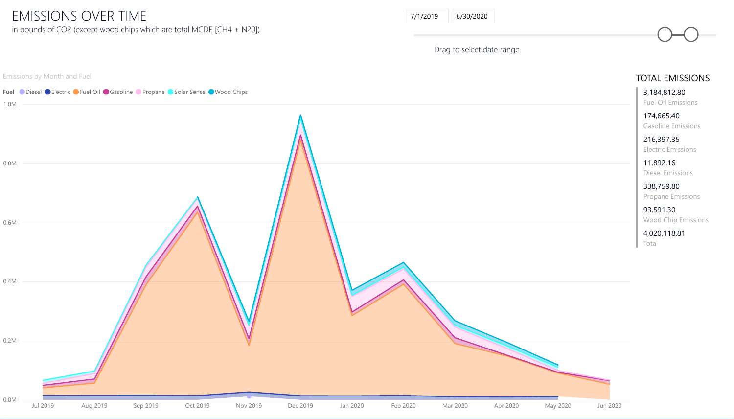# EMISSIONS OVER TIME

in pounds of $CO_2$ (except wood chips which are total MCDE [$CH_4$ + $N_2O$])

7/1/2019 6/30/2020

Drag to select date range

Emissions by Month and Fuel

Fuel: Diesel, Electric, Fuel Oil, Gasoline, Propane, Solar Sense, Wood Chips

## TOTAL EMISSIONS

| Value | Category |
| --- | --- |
| 3,184,812.80 | Fuel Oil Emissions |
| 174,665.40 | Gasoline Emissions |
| 216,397.35 | Electric Emissions |
| 11,892.16 | Diesel Emissions |
| 338,759.80 | Propane Emissions |
| 93,591.30 | Wood Chip Emissions |
| 4,020,118.81 | Total |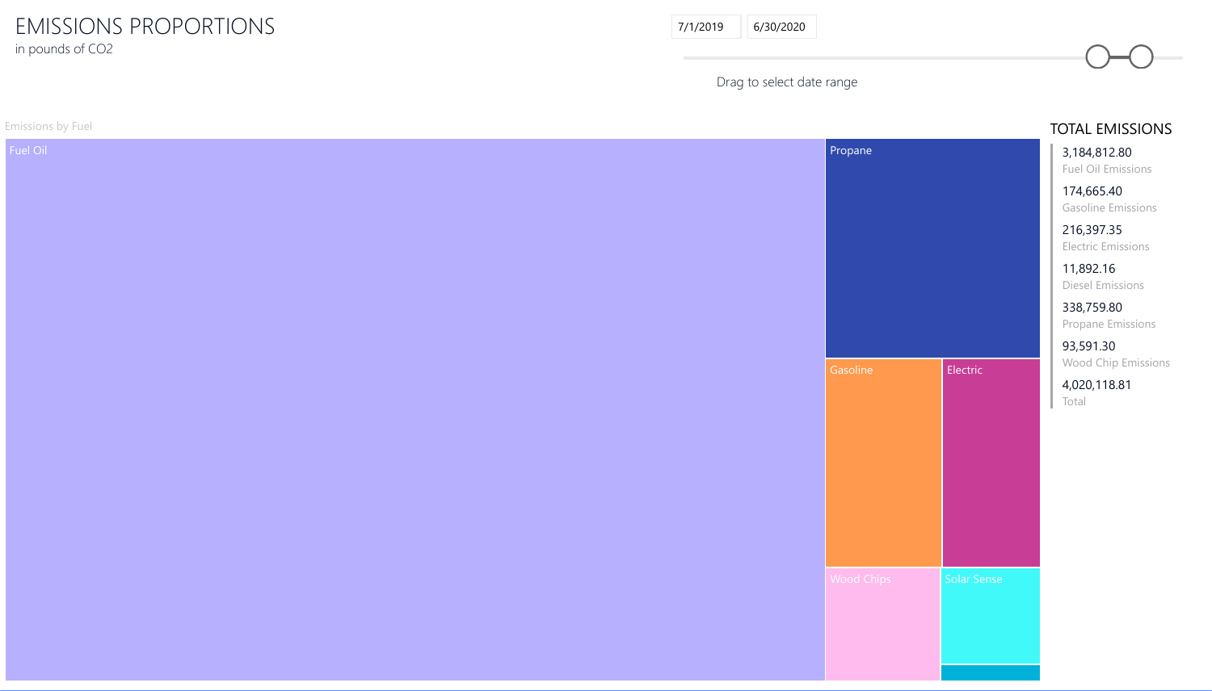# EMISSIONS PROPORTIONS

in pounds of $CO_2$

7/1/2019 6/30/2020

Drag to select date range

Emissions by Fuel

Fuel Oil

Propane

Gasoline

Electric

Wood Chips

Solar Sense

## TOTAL EMISSIONS

| Value | Category |
| --- | --- |
| 3,184,812.80 | Fuel Oil Emissions |
| 174,665.40 | Gasoline Emissions |
| 216,397.35 | Electric Emissions |
| 11,892.16 | Diesel Emissions |
| 338,759.80 | Propane Emissions |
| 93,591.30 | Wood Chip Emissions |
| 4,020,118.81 | Total |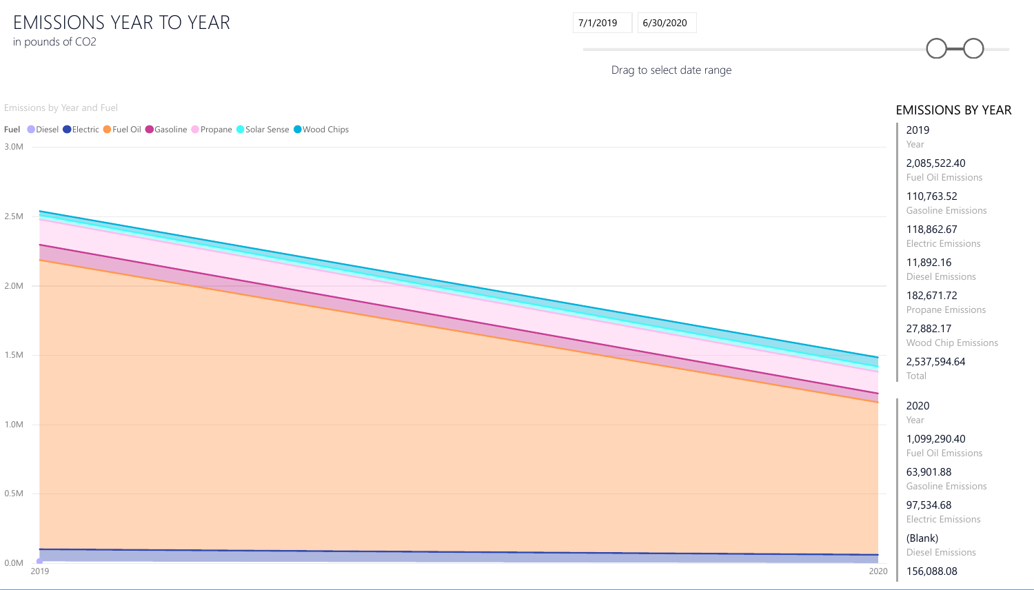# EMISSIONS YEAR TO YEAR

in pounds of $CO_2$

7/1/2019 | 6/30/2020

Drag to select date range

Emissions by Year and Fuel

Fuel: Diesel, Electric, Fuel Oil, Gasoline, Propane, Solar Sense, Wood Chips

3.0M
2.5M
2.0M
1.5M
1.0M
0.5M
0.0M

2019 | 2020

## EMISSIONS BY YEAR

**2019**
Year

2,085,522.40
Fuel Oil Emissions

110,763.52
Gasoline Emissions

118,862.67
Electric Emissions

11,892.16
Diesel Emissions

182,671.72
Propane Emissions

27,882.17
Wood Chip Emissions

2,537,594.64
Total

**2020**
Year

1,099,290.40
Fuel Oil Emissions

63,901.88
Gasoline Emissions

97,534.68
Electric Emissions

(Blank)
Diesel Emissions

156,088.08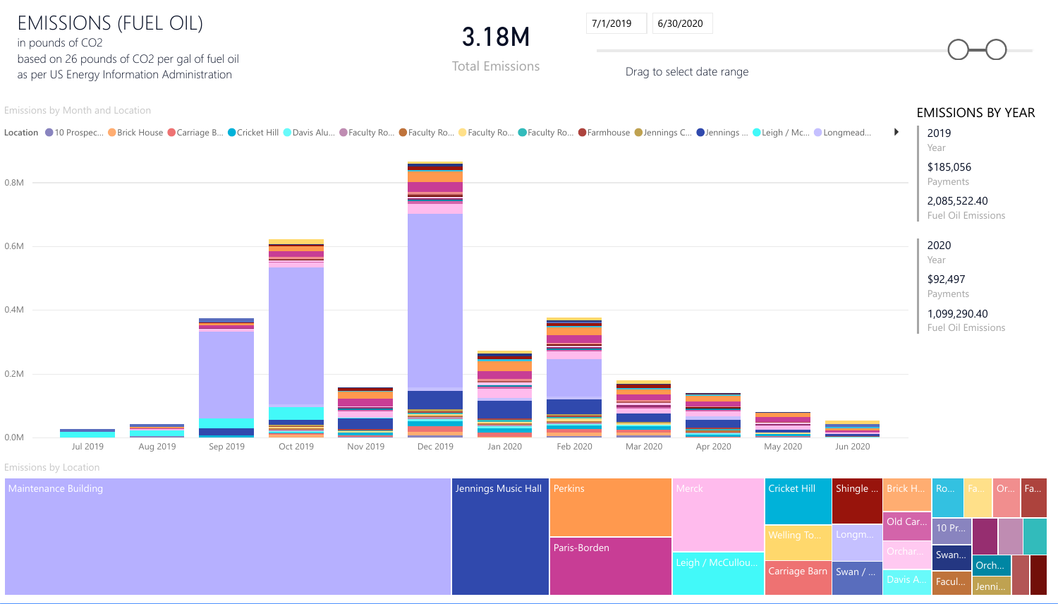# EMISSIONS (FUEL OIL)

in pounds of $CO_2$

based on 26 pounds of $CO_2$ per gal of fuel oil

as per US Energy Information Administration

**3.18M**

Total Emissions

7/1/2019 — 6/30/2020

Drag to select date range

## Emissions by Month and Location

Location: 10 Prospec... | Brick House | Carriage B... | Cricket Hill | Davis Alu... | Faculty Ro... | Faculty Ro... | Faculty Ro... | Faculty Ro... | Farmhouse | Jennings C... | Jennings ... | Leigh / Mc... | Longmead...

0.8M, 0.6M, 0.4M, 0.2M, 0.0M

Jul 2019, Aug 2019, Sep 2019, Oct 2019, Nov 2019, Dec 2019, Jan 2020, Feb 2020, Mar 2020, Apr 2020, May 2020, Jun 2020

## EMISSIONS BY YEAR

| Year | Payments | Fuel Oil Emissions |
| --- | --- | --- |
| 2019 | $185,056 | 2,085,522.40 |
| 2020 | $92,497 | 1,099,290.40 |

## Emissions by Location

Maintenance Building, Jennings Music Hall, Perkins, Paris-Borden, Merck, Leigh / McCullou..., Cricket Hill, Welling To..., Carriage Barn, Shingle ..., Longm..., Swan / ..., Brick H..., Old Car..., Orchar..., Davis A..., Ro..., 10 Pr..., Swan..., Facul..., Fa..., Or..., Orch..., Jenni..., Fa...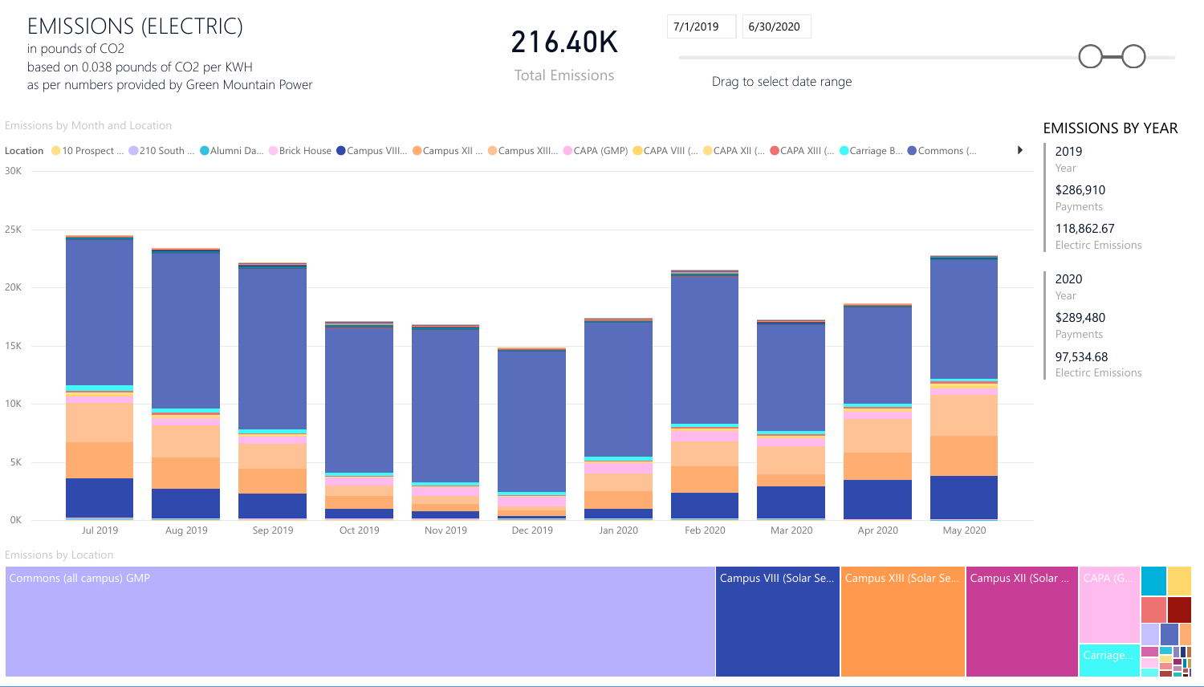# EMISSIONS (ELECTRIC)

in pounds of $CO_2$
based on 0.038 pounds of $CO_2$ per KWH
as per numbers provided by Green Mountain Power

**216.40K**
Total Emissions

7/1/2019 | 6/30/2020

Drag to select date range

Emissions by Month and Location

Location: 10 Prospect ..., 210 South ..., Alumni Da..., Brick House, Campus VIII..., Campus XII ..., Campus XIII..., CAPA (GMP), CAPA VIII (..., CAPA XII (..., CAPA XIII (..., Carriage B..., Commons (...

Months: Jul 2019, Aug 2019, Sep 2019, Oct 2019, Nov 2019, Dec 2019, Jan 2020, Feb 2020, Mar 2020, Apr 2020, May 2020

## EMISSIONS BY YEAR

| Year | Payments | Electirc Emissions |
| --- | --- | --- |
| 2019 | $286,910 | 118,862.67 |
| 2020 | $289,480 | 97,534.68 |

Emissions by Location

Commons (all campus) GMP; Campus VIII (Solar Se...; Campus XIII (Solar Se...; Campus XII (Solar ...; CAPA (G...; Carriage...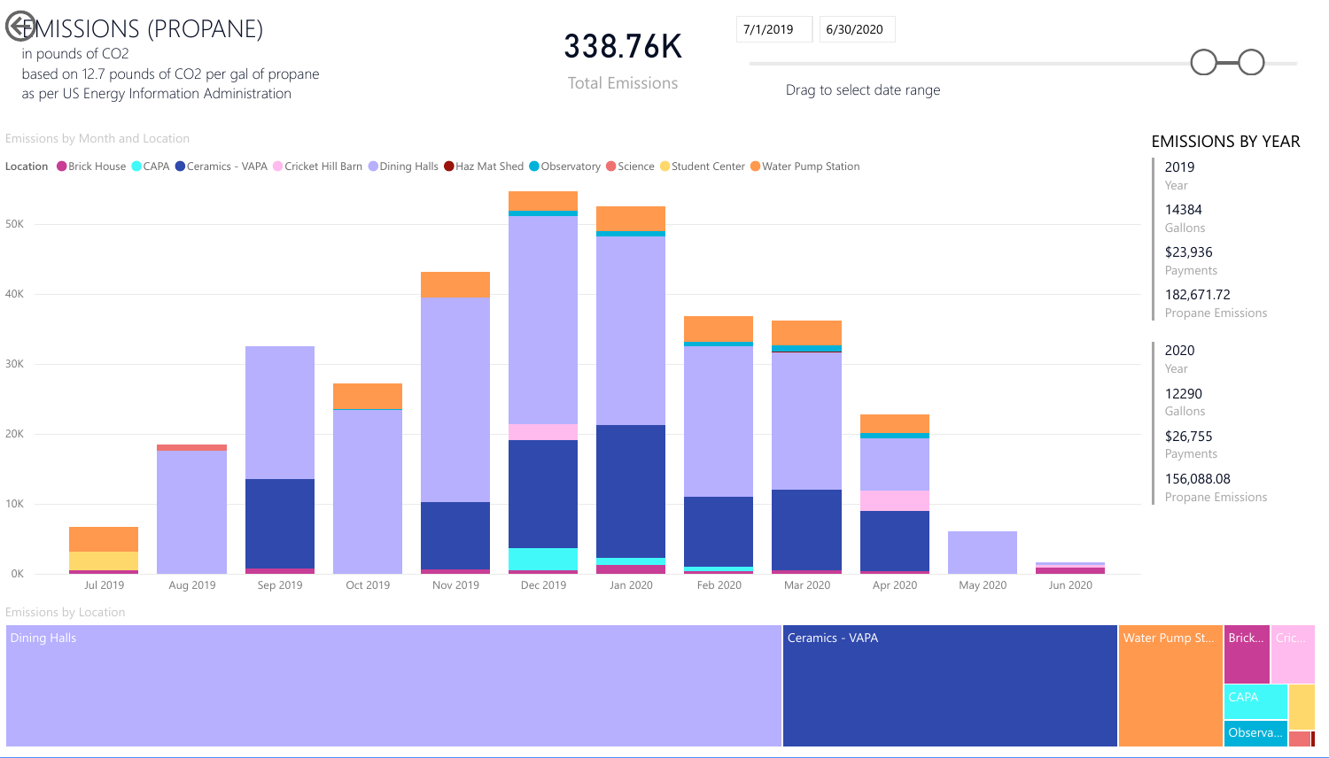# EMISSIONS (PROPANE)

in pounds of $CO_2$
based on 12.7 pounds of $CO_2$ per gal of propane
as per US Energy Information Administration

**338.76K**
Total Emissions

7/1/2019 | 6/30/2020

Drag to select date range

Emissions by Month and Location

Location: Brick House, CAPA, Ceramics - VAPA, Cricket Hill Barn, Dining Halls, Haz Mat Shed, Observatory, Science, Student Center, Water Pump Station

0K, 10K, 20K, 30K, 40K, 50K

Jul 2019, Aug 2019, Sep 2019, Oct 2019, Nov 2019, Dec 2019, Jan 2020, Feb 2020, Mar 2020, Apr 2020, May 2020, Jun 2020

## EMISSIONS BY YEAR

| Year | Gallons | Payments | Propane Emissions |
|---|---|---|---|
| 2019 | 14384 | $23,936 | 182,671.72 |
| 2020 | 12290 | $26,755 | 156,088.08 |

Emissions by Location

Dining Halls, Ceramics - VAPA, Water Pump St..., Brick..., Cric..., CAPA, Observa...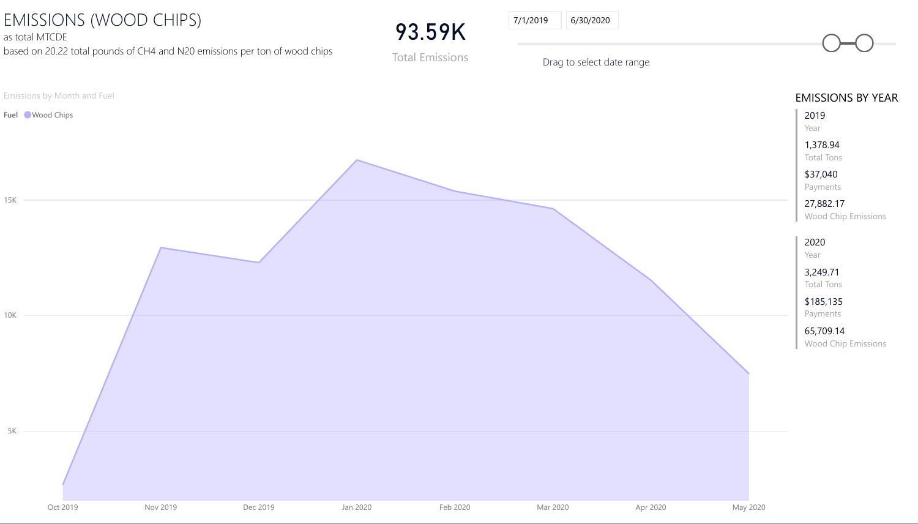# EMISSIONS (WOOD CHIPS)

as total MTCDE

based on 20.22 total pounds of $CH_4$ and $N_2O$ emissions per ton of wood chips

**93.59K**

Total Emissions

7/1/2019 6/30/2020

Drag to select date range

Emissions by Month and Fuel

Fuel: Wood Chips

## EMISSIONS BY YEAR

| Year | Total Tons | Payments | Wood Chip Emissions |
| --- | --- | --- | --- |
| 2019 | 1,378.94 | $37,040 | 27,882.17 |
| 2020 | 3,249.71 | $185,135 | 65,709.14 |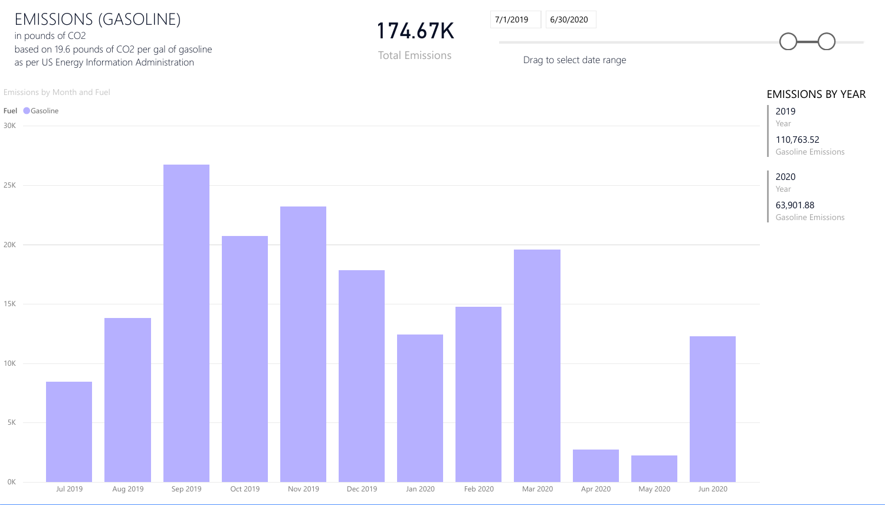# EMISSIONS (GASOLINE)

in pounds of $CO_2$
based on 19.6 pounds of $CO_2$ per gal of gasoline
as per US Energy Information Administration

**174.67K**
Total Emissions

7/1/2019 – 6/30/2020
Drag to select date range

Emissions by Month and Fuel

Fuel: Gasoline

| Month | Approx. Emissions |
|---|---|
| Jul 2019 | ~8.5K |
| Aug 2019 | ~13.8K |
| Sep 2019 | ~26.8K |
| Oct 2019 | ~20.7K |
| Nov 2019 | ~23.2K |
| Dec 2019 | ~17.8K |
| Jan 2020 | ~12.4K |
| Feb 2020 | ~14.8K |
| Mar 2020 | ~19.6K |
| Apr 2020 | ~2.7K |
| May 2020 | ~2.2K |
| Jun 2020 | ~12.3K |

## EMISSIONS BY YEAR

| Year | Gasoline Emissions |
|---|---|
| 2019 | 110,763.52 |
| 2020 | 63,901.88 |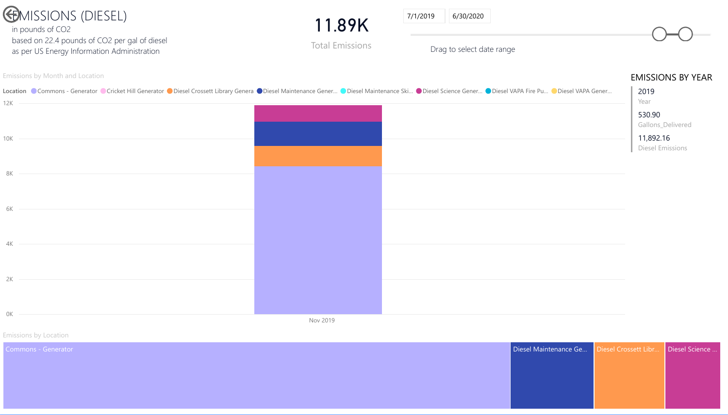# EMISSIONS (DIESEL)

in pounds of $CO_2$

based on 22.4 pounds of $CO_2$ per gal of diesel

as per US Energy Information Administration

**11.89K**

Total Emissions

7/1/2019 6/30/2020

Drag to select date range

Emissions by Month and Location

Location: Commons - Generator, Cricket Hill Generator, Diesel Crossett Library Genera, Diesel Maintenance Gener..., Diesel Maintenance Ski..., Diesel Science Gener..., Diesel VAPA Fire Pu..., Diesel VAPA Gener...

12K
10K
8K
6K
4K
2K
0K

Nov 2019

## EMISSIONS BY YEAR

2019
Year

530.90
Gallons_Delivered

11,892.16
Diesel Emissions

Emissions by Location

Commons - Generator
Diesel Maintenance Ge...
Diesel Crossett Libr...
Diesel Science ...